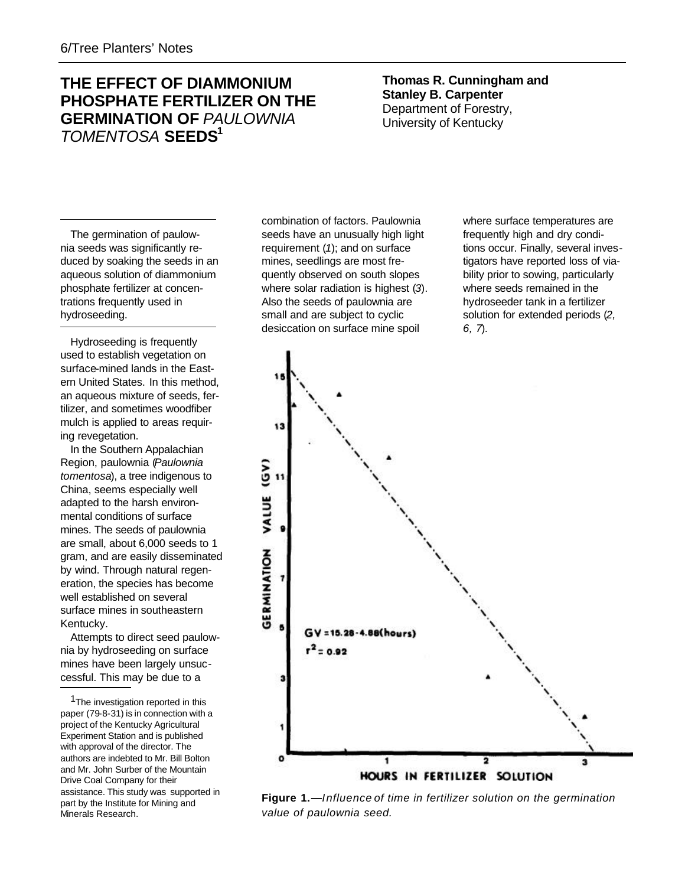# THE EFFECT OF DIAMMONIUM PHOSPHATE FERTILIZER ON THE GERMINATION OF *PAULOWNIA TOMENTOSA* SEEDS[1]

**Thomas R. Cunningham and Stanley B. Carpenter**
Department of Forestry,
University of Kentucky

The germination of paulownia seeds was significantly reduced by soaking the seeds in an aqueous solution of diammonium phosphate fertilizer at concentrations frequently used in hydroseeding.

Hydroseeding is frequently used to establish vegetation on surface-mined lands in the Eastern United States. In this method, an aqueous mixture of seeds, fertilizer, and sometimes woodfiber mulch is applied to areas requiring revegetation.

In the Southern Appalachian Region, paulownia (*Paulownia tomentosa*), a tree indigenous to China, seems especially well adapted to the harsh environmental conditions of surface mines. The seeds of paulownia are small, about 6,000 seeds to 1 gram, and are easily disseminated by wind. Through natural regeneration, the species has become well established on several surface mines in southeastern Kentucky.

Attempts to direct seed paulownia by hydroseeding on surface mines have been largely unsuccessful. This may be due to a combination of factors. Paulownia seeds have an unusually high light requirement (*1*); and on surface mines, seedlings are most frequently observed on south slopes where solar radiation is highest (*3*). Also the seeds of paulownia are small and are subject to cyclic desiccation on surface mine spoil where surface temperatures are frequently high and dry conditions occur. Finally, several investigators have reported loss of viability prior to sowing, particularly where seeds remained in the hydroseeder tank in a fertilizer solution for extended periods (*2, 6, 7*).

$$GV = 15.28 - 4.88(\text{hours})$$
$$r^2 = 0.92$$

**Figure 1.—***Influence of time in fertilizer solution on the germination value of paulownia seed.*

[1] The investigation reported in this paper (79-8-31) is in connection with a project of the Kentucky Agricultural Experiment Station and is published with approval of the director. The authors are indebted to Mr. Bill Bolton and Mr. John Surber of the Mountain Drive Coal Company for their assistance. This study was supported in part by the Institute for Mining and Minerals Research.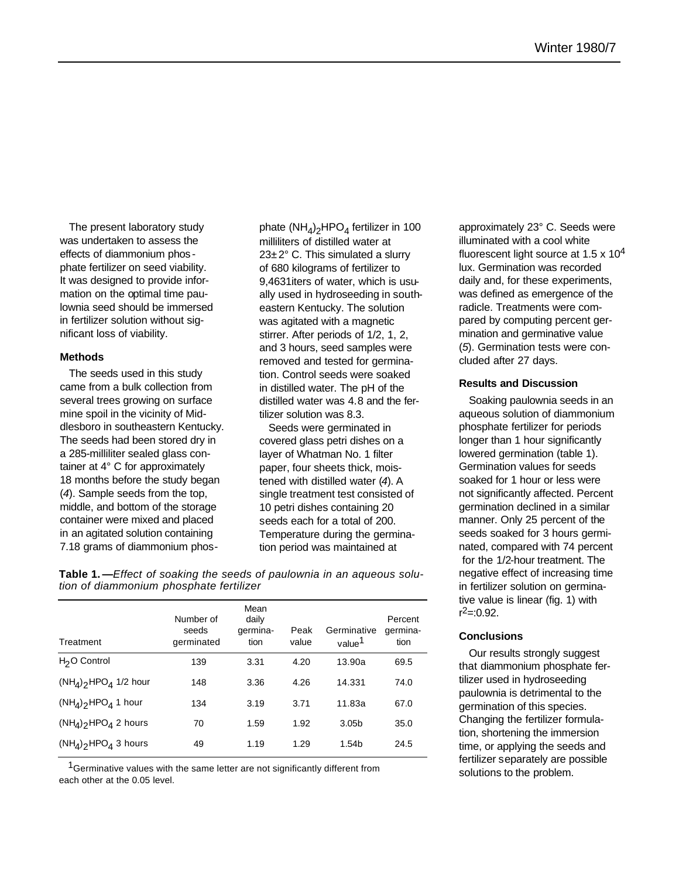The present laboratory study was undertaken to assess the effects of diammonium phosphate fertilizer on seed viability. It was designed to provide information on the optimal time paulownia seed should be immersed in fertilizer solution without significant loss of viability.

### Methods

The seeds used in this study came from a bulk collection from several trees growing on surface mine spoil in the vicinity of Middlesboro in southeastern Kentucky. The seeds had been stored dry in a 285-milliliter sealed glass container at 4° C for approximately 18 months before the study began (*4*). Sample seeds from the top, middle, and bottom of the storage container were mixed and placed in an agitated solution containing 7.18 grams of diammonium phosphate $(NH_4)_2HPO_4$ fertilizer in 100 milliliters of distilled water at 23±2° C. This simulated a slurry of 680 kilograms of fertilizer to 9,4631iters of water, which is usually used in hydroseeding in southeastern Kentucky. The solution was agitated with a magnetic stirrer. After periods of 1/2, 1, 2, and 3 hours, seed samples were removed and tested for germination. Control seeds were soaked in distilled water. The pH of the distilled water was 4.8 and the fertilizer solution was 8.3.

Seeds were germinated in covered glass petri dishes on a layer of Whatman No. 1 filter paper, four sheets thick, moistened with distilled water (*4*). A single treatment test consisted of 10 petri dishes containing 20 seeds each for a total of 200. Temperature during the germination period was maintained at approximately 23° C. Seeds were illuminated with a cool white fluorescent light source at $1.5 \times 10^4$ lux. Germination was recorded daily and, for these experiments, was defined as emergence of the radicle. Treatments were compared by computing percent germination and germinative value (*5*). Germination tests were concluded after 27 days.

### Results and Discussion

Soaking paulownia seeds in an aqueous solution of diammonium phosphate fertilizer for periods longer than 1 hour significantly lowered germination (table 1). Germination values for seeds soaked for 1 hour or less were not significantly affected. Percent germination declined in a similar manner. Only 25 percent of the seeds soaked for 3 hours germinated, compared with 74 percent for the 1/2-hour treatment. The negative effect of increasing time in fertilizer solution on germinative value is linear (fig. 1) with $r^2$=:0.92.

**Table 1.**—*Effect of soaking the seeds of paulownia in an aqueous solution of diammonium phosphate fertilizer*

| Treatment | Number of seeds germinated | Mean daily germination | Peak value | Germinative value[1] | Percent germination |
|---|---|---|---|---|---|
| $H_2O$ Control | 139 | 3.31 | 4.20 | 13.90a | 69.5 |
| $(NH_4)_2HPO_4$ 1/2 hour | 148 | 3.36 | 4.26 | 14.331 | 74.0 |
| $(NH_4)_2HPO_4$ 1 hour | 134 | 3.19 | 3.71 | 11.83a | 67.0 |
| $(NH_4)_2HPO_4$ 2 hours | 70 | 1.59 | 1.92 | 3.05b | 35.0 |
| $(NH_4)_2HPO_4$ 3 hours | 49 | 1.19 | 1.29 | 1.54b | 24.5 |

[1]Germinative values with the same letter are not significantly different from each other at the 0.05 level.

### Conclusions

Our results strongly suggest that diammonium phosphate fertilizer used in hydroseeding paulownia is detrimental to the germination of this species. Changing the fertilizer formulation, shortening the immersion time, or applying the seeds and fertilizer separately are possible solutions to the problem.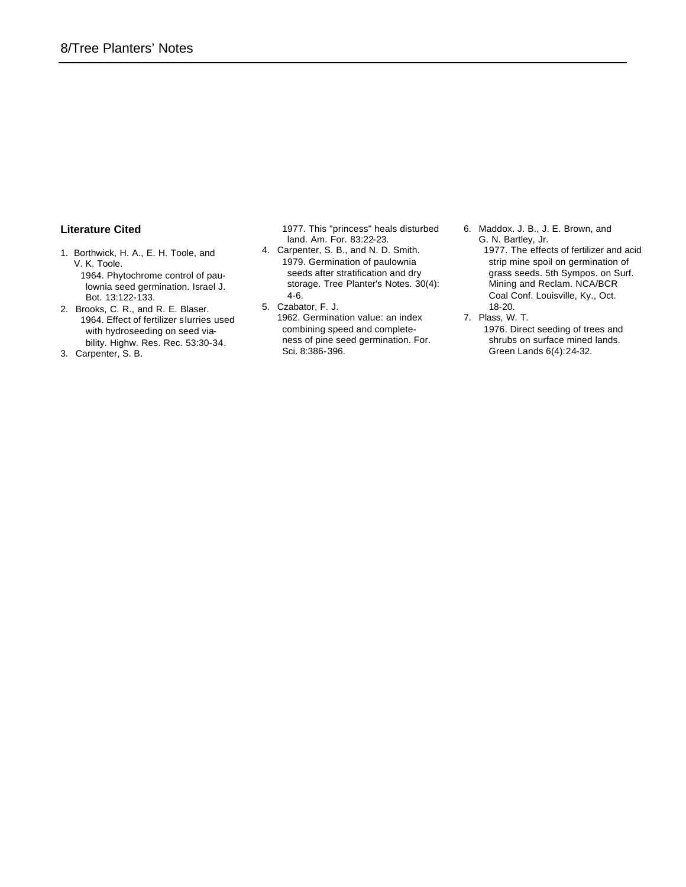## Literature Cited

1. Borthwick, H. A., E. H. Toole, and V. K. Toole.
   1964. Phytochrome control of paulownia seed germination. Israel J. Bot. 13:122-133.
2. Brooks, C. R., and R. E. Blaser.
   1964. Effect of fertilizer slurries used with hydroseeding on seed viability. Highw. Res. Rec. 53:30-34.
3. Carpenter, S. B.
   1977. This "princess" heals disturbed land. Am. For. 83:22-23.
4. Carpenter, S. B., and N. D. Smith.
   1979. Germination of paulownia seeds after stratification and dry storage. Tree Planter's Notes. 30(4): 4-6.
5. Czabator, F. J.
   1962. Germination value: an index combining speed and completeness of pine seed germination. For. Sci. 8:386-396.
6. Maddox. J. B., J. E. Brown, and G. N. Bartley, Jr.
   1977. The effects of fertilizer and acid strip mine spoil on germination of grass seeds. 5th Sympos. on Surf. Mining and Reclam. NCA/BCR Coal Conf. Louisville, Ky., Oct. 18-20.
7. Plass, W. T.
   1976. Direct seeding of trees and shrubs on surface mined lands. Green Lands 6(4):24-32.